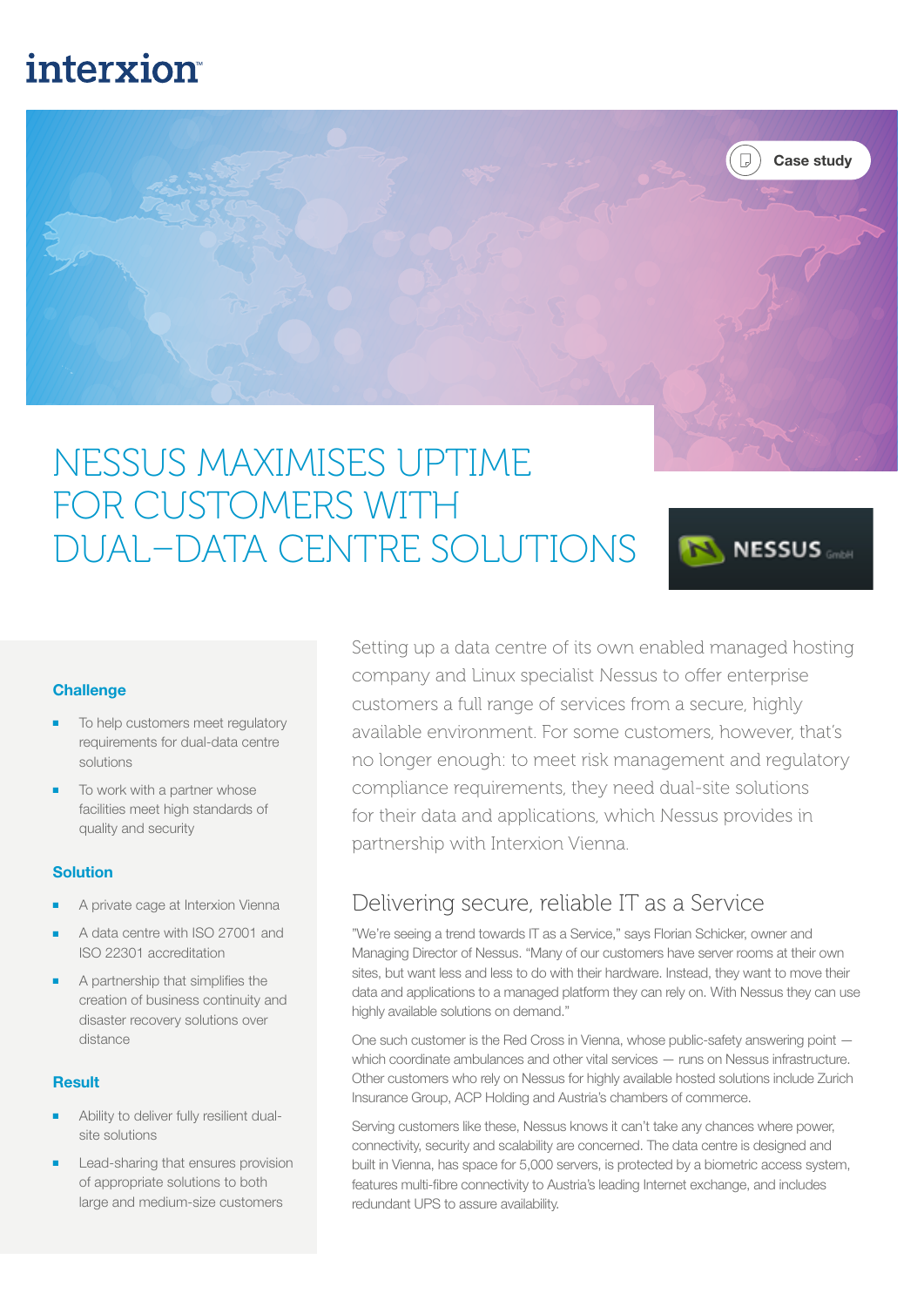interxion

Case study

# NESSUS MAXIMISES UPTIME FOR CUSTOMERS WITH DUAL-DATA CENTRE SOLUTIONS

NESSUS GmbH

### Challenge

- To help customers meet regulatory requirements for dual-data centre solutions
- To work with a partner whose facilities meet high standards of quality and security

### Solution

- A private cage at Interxion Vienna
- A data centre with ISO 27001 and ISO 22301 accreditation
- A partnership that simplifies the creation of business continuity and disaster recovery solutions over distance

### Result

- Ability to deliver fully resilient dual-site solutions
- Lead-sharing that ensures provision of appropriate solutions to both large and medium-size customers

Setting up a data centre of its own enabled managed hosting company and Linux specialist Nessus to offer enterprise customers a full range of services from a secure, highly available environment. For some customers, however, that's no longer enough: to meet risk management and regulatory compliance requirements, they need dual-site solutions for their data and applications, which Nessus provides in partnership with Interxion Vienna.

## Delivering secure, reliable IT as a Service

"We're seeing a trend towards IT as a Service," says Florian Schicker, owner and Managing Director of Nessus. "Many of our customers have server rooms at their own sites, but want less and less to do with their hardware. Instead, they want to move their data and applications to a managed platform they can rely on. With Nessus they can use highly available solutions on demand."

One such customer is the Red Cross in Vienna, whose public-safety answering point — which coordinate ambulances and other vital services — runs on Nessus infrastructure. Other customers who rely on Nessus for highly available hosted solutions include Zurich Insurance Group, ACP Holding and Austria's chambers of commerce.

Serving customers like these, Nessus knows it can't take any chances where power, connectivity, security and scalability are concerned. The data centre is designed and built in Vienna, has space for 5,000 servers, is protected by a biometric access system, features multi-fibre connectivity to Austria's leading Internet exchange, and includes redundant UPS to assure availability.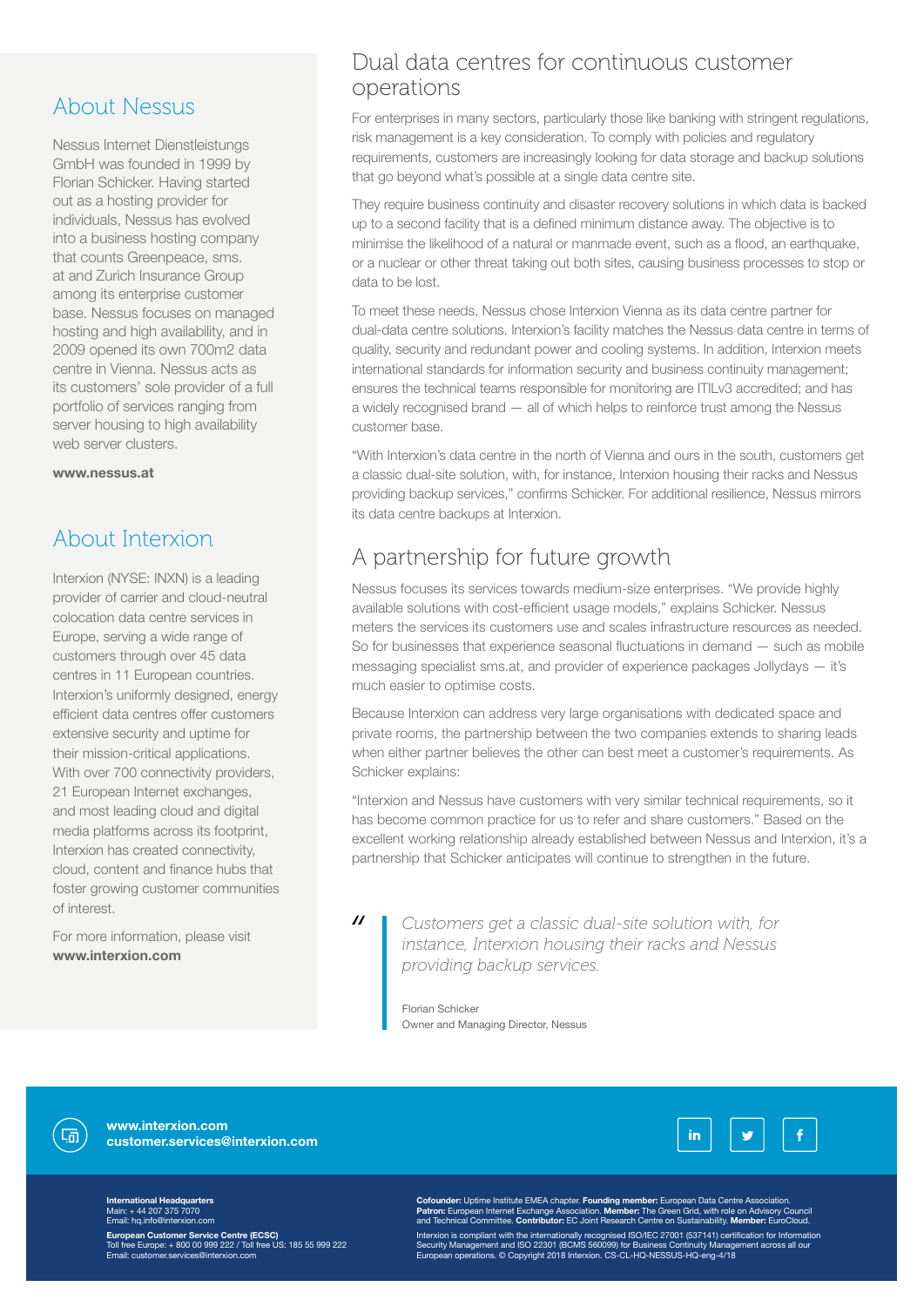## About Nessus

Nessus Internet Dienstleistungs GmbH was founded in 1999 by Florian Schicker. Having started out as a hosting provider for individuals, Nessus has evolved into a business hosting company that counts Greenpeace, sms.at and Zurich Insurance Group among its enterprise customer base. Nessus focuses on managed hosting and high availability, and in 2009 opened its own 700m2 data centre in Vienna. Nessus acts as its customers' sole provider of a full portfolio of services ranging from server housing to high availability web server clusters.

**www.nessus.at**

## About Interxion

Interxion (NYSE: INXN) is a leading provider of carrier and cloud-neutral colocation data centre services in Europe, serving a wide range of customers through over 45 data centres in 11 European countries. Interxion's uniformly designed, energy efficient data centres offer customers extensive security and uptime for their mission-critical applications. With over 700 connectivity providers, 21 European Internet exchanges, and most leading cloud and digital media platforms across its footprint, Interxion has created connectivity, cloud, content and finance hubs that foster growing customer communities of interest.

For more information, please visit **www.interxion.com**

## Dual data centres for continuous customer operations

For enterprises in many sectors, particularly those like banking with stringent regulations, risk management is a key consideration. To comply with policies and regulatory requirements, customers are increasingly looking for data storage and backup solutions that go beyond what's possible at a single data centre site.

They require business continuity and disaster recovery solutions in which data is backed up to a second facility that is a defined minimum distance away. The objective is to minimise the likelihood of a natural or manmade event, such as a flood, an earthquake, or a nuclear or other threat taking out both sites, causing business processes to stop or data to be lost.

To meet these needs, Nessus chose Interxion Vienna as its data centre partner for dual-data centre solutions. Interxion's facility matches the Nessus data centre in terms of quality, security and redundant power and cooling systems. In addition, Interxion meets international standards for information security and business continuity management; ensures the technical teams responsible for monitoring are ITILv3 accredited; and has a widely recognised brand — all of which helps to reinforce trust among the Nessus customer base.

"With Interxion's data centre in the north of Vienna and ours in the south, customers get a classic dual-site solution, with, for instance, Interxion housing their racks and Nessus providing backup services," confirms Schicker. For additional resilience, Nessus mirrors its data centre backups at Interxion.

## A partnership for future growth

Nessus focuses its services towards medium-size enterprises. "We provide highly available solutions with cost-efficient usage models," explains Schicker. Nessus meters the services its customers use and scales infrastructure resources as needed. So for businesses that experience seasonal fluctuations in demand — such as mobile messaging specialist sms.at, and provider of experience packages Jollydays — it's much easier to optimise costs.

Because Interxion can address very large organisations with dedicated space and private rooms, the partnership between the two companies extends to sharing leads when either partner believes the other can best meet a customer's requirements. As Schicker explains:

"Interxion and Nessus have customers with very similar technical requirements, so it has become common practice for us to refer and share customers." Based on the excellent working relationship already established between Nessus and Interxion, it's a partnership that Schicker anticipates will continue to strengthen in the future.

> *Customers get a classic dual-site solution with, for instance, Interxion housing their racks and Nessus providing backup services.*
>
> Florian Schicker
> Owner and Managing Director, Nessus

**www.interxion.com**
**customer.services@interxion.com**

**International Headquarters**
Main: + 44 207 375 7070
Email: hq.info@interxion.com

**European Customer Service Centre (ECSC)**
Toll free Europe: + 800 00 999 222 / Toll free US: 185 55 999 222
Email: customer.services@interxion.com

**Cofounder:** Uptime Institute EMEA chapter. **Founding member:** European Data Centre Association. **Patron:** European Internet Exchange Association. **Member:** The Green Grid, with role on Advisory Council and Technical Committee. **Contributor:** EC Joint Research Centre on Sustainability. **Member:** EuroCloud.

Interxion is compliant with the internationally recognised ISO/IEC 27001 (537141) certification for Information Security Management and ISO 22301 (BCMS 560099) for Business Continuity Management across all our European operations. © Copyright 2018 Interxion. CS-CL-HQ-NESSUS-HQ-eng-4/18